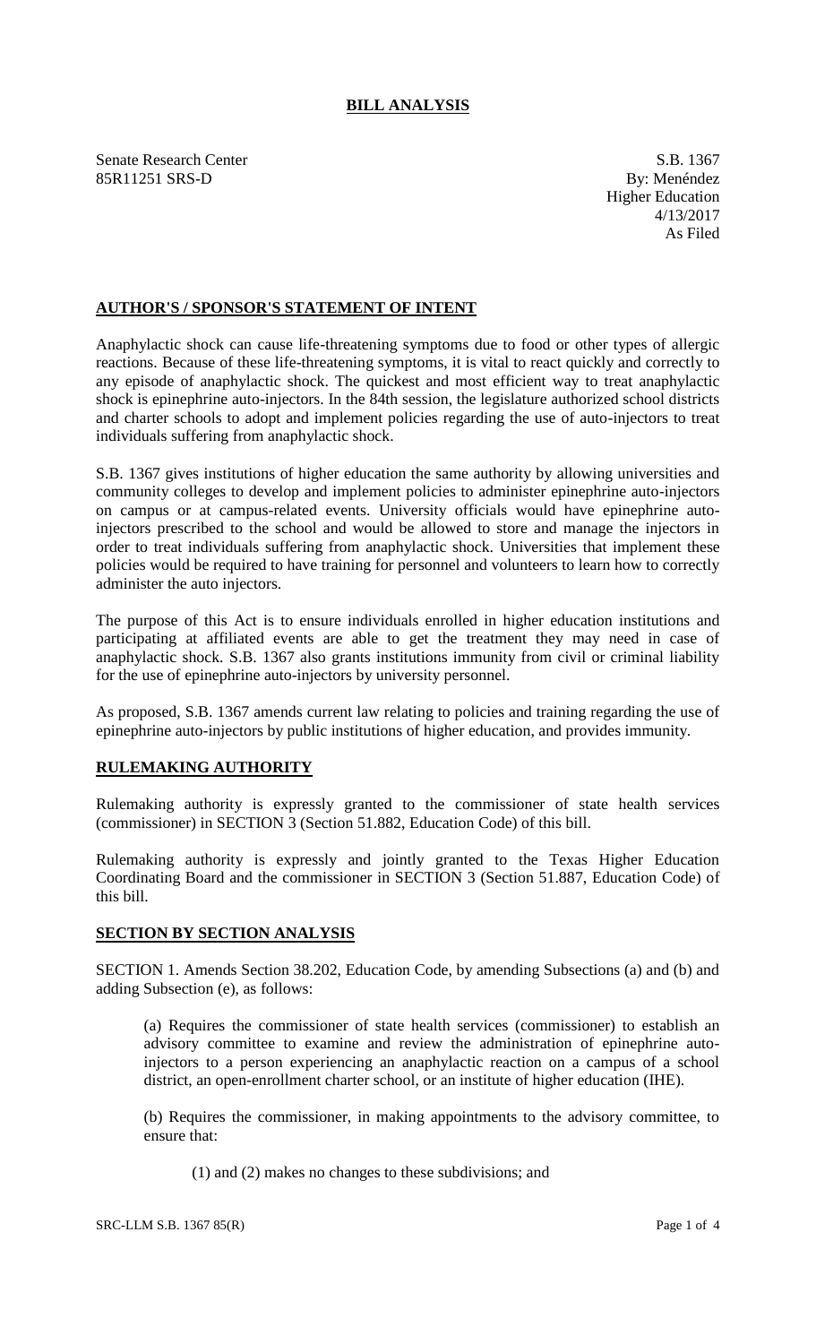# BILL ANALYSIS

Senate Research Center
85R11251 SRS-D

S.B. 1367
By: Menéndez
Higher Education
4/13/2017
As Filed

## AUTHOR'S / SPONSOR'S STATEMENT OF INTENT

Anaphylactic shock can cause life-threatening symptoms due to food or other types of allergic reactions. Because of these life-threatening symptoms, it is vital to react quickly and correctly to any episode of anaphylactic shock. The quickest and most efficient way to treat anaphylactic shock is epinephrine auto-injectors. In the 84th session, the legislature authorized school districts and charter schools to adopt and implement policies regarding the use of auto-injectors to treat individuals suffering from anaphylactic shock.

S.B. 1367 gives institutions of higher education the same authority by allowing universities and community colleges to develop and implement policies to administer epinephrine auto-injectors on campus or at campus-related events. University officials would have epinephrine auto-injectors prescribed to the school and would be allowed to store and manage the injectors in order to treat individuals suffering from anaphylactic shock. Universities that implement these policies would be required to have training for personnel and volunteers to learn how to correctly administer the auto injectors.

The purpose of this Act is to ensure individuals enrolled in higher education institutions and participating at affiliated events are able to get the treatment they may need in case of anaphylactic shock. S.B. 1367 also grants institutions immunity from civil or criminal liability for the use of epinephrine auto-injectors by university personnel.

As proposed, S.B. 1367 amends current law relating to policies and training regarding the use of epinephrine auto-injectors by public institutions of higher education, and provides immunity.

## RULEMAKING AUTHORITY

Rulemaking authority is expressly granted to the commissioner of state health services (commissioner) in SECTION 3 (Section 51.882, Education Code) of this bill.

Rulemaking authority is expressly and jointly granted to the Texas Higher Education Coordinating Board and the commissioner in SECTION 3 (Section 51.887, Education Code) of this bill.

## SECTION BY SECTION ANALYSIS

SECTION 1. Amends Section 38.202, Education Code, by amending Subsections (a) and (b) and adding Subsection (e), as follows:

(a) Requires the commissioner of state health services (commissioner) to establish an advisory committee to examine and review the administration of epinephrine auto-injectors to a person experiencing an anaphylactic reaction on a campus of a school district, an open-enrollment charter school, or an institute of higher education (IHE).

(b) Requires the commissioner, in making appointments to the advisory committee, to ensure that:

(1) and (2) makes no changes to these subdivisions; and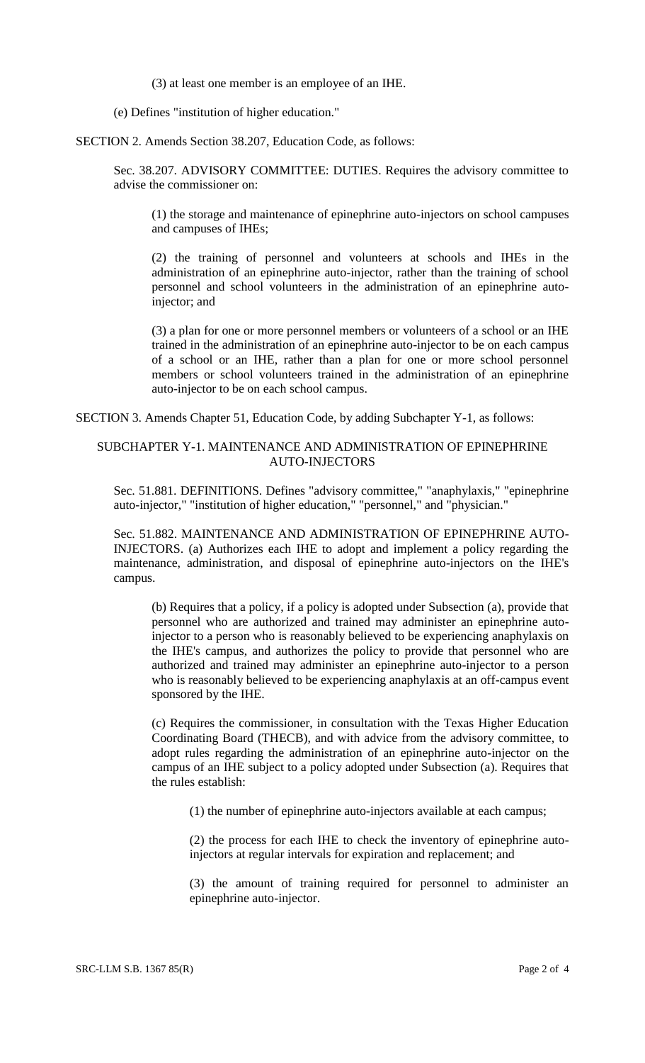(3) at least one member is an employee of an IHE.

(e) Defines "institution of higher education."

SECTION 2. Amends Section 38.207, Education Code, as follows:

Sec. 38.207. ADVISORY COMMITTEE: DUTIES. Requires the advisory committee to advise the commissioner on:

(1) the storage and maintenance of epinephrine auto-injectors on school campuses and campuses of IHEs;

(2) the training of personnel and volunteers at schools and IHEs in the administration of an epinephrine auto-injector, rather than the training of school personnel and school volunteers in the administration of an epinephrine auto-injector; and

(3) a plan for one or more personnel members or volunteers of a school or an IHE trained in the administration of an epinephrine auto-injector to be on each campus of a school or an IHE, rather than a plan for one or more school personnel members or school volunteers trained in the administration of an epinephrine auto-injector to be on each school campus.

SECTION 3. Amends Chapter 51, Education Code, by adding Subchapter Y-1, as follows:

SUBCHAPTER Y-1. MAINTENANCE AND ADMINISTRATION OF EPINEPHRINE AUTO-INJECTORS

Sec. 51.881. DEFINITIONS. Defines "advisory committee," "anaphylaxis," "epinephrine auto-injector," "institution of higher education," "personnel," and "physician."

Sec. 51.882. MAINTENANCE AND ADMINISTRATION OF EPINEPHRINE AUTO-INJECTORS. (a) Authorizes each IHE to adopt and implement a policy regarding the maintenance, administration, and disposal of epinephrine auto-injectors on the IHE's campus.

(b) Requires that a policy, if a policy is adopted under Subsection (a), provide that personnel who are authorized and trained may administer an epinephrine auto-injector to a person who is reasonably believed to be experiencing anaphylaxis on the IHE's campus, and authorizes the policy to provide that personnel who are authorized and trained may administer an epinephrine auto-injector to a person who is reasonably believed to be experiencing anaphylaxis at an off-campus event sponsored by the IHE.

(c) Requires the commissioner, in consultation with the Texas Higher Education Coordinating Board (THECB), and with advice from the advisory committee, to adopt rules regarding the administration of an epinephrine auto-injector on the campus of an IHE subject to a policy adopted under Subsection (a). Requires that the rules establish:

(1) the number of epinephrine auto-injectors available at each campus;

(2) the process for each IHE to check the inventory of epinephrine auto-injectors at regular intervals for expiration and replacement; and

(3) the amount of training required for personnel to administer an epinephrine auto-injector.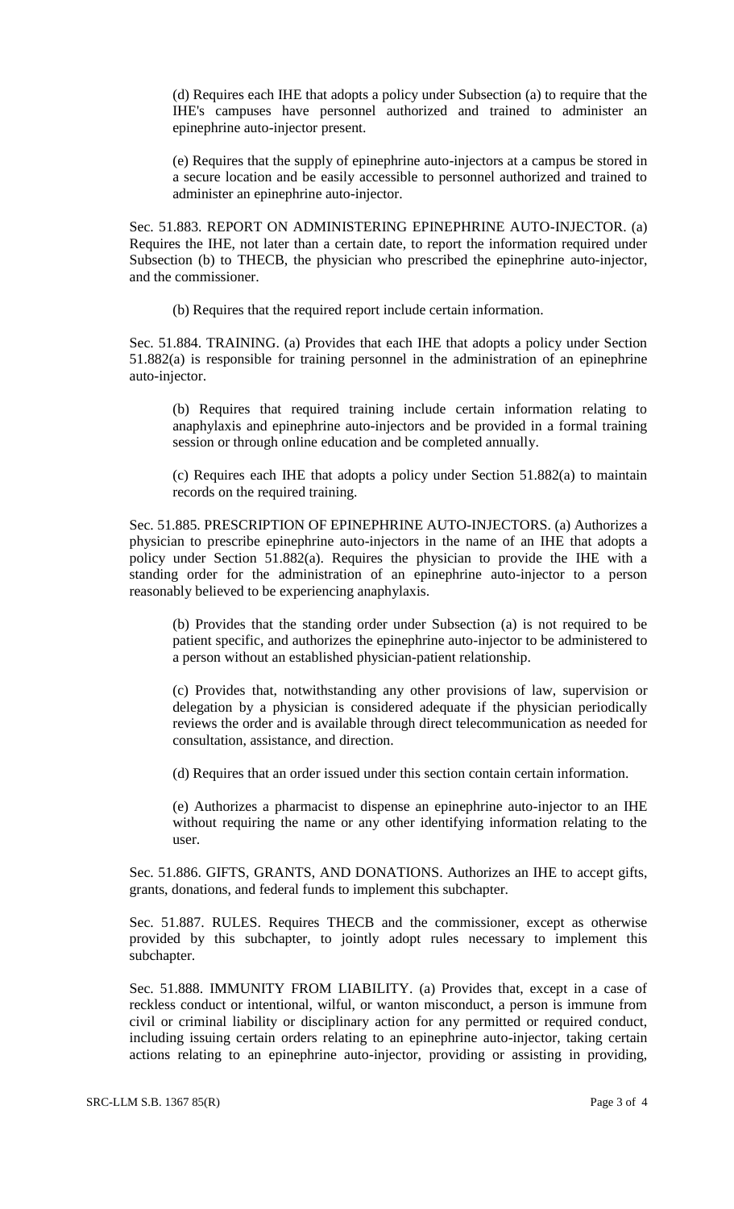(d) Requires each IHE that adopts a policy under Subsection (a) to require that the IHE's campuses have personnel authorized and trained to administer an epinephrine auto-injector present.

(e) Requires that the supply of epinephrine auto-injectors at a campus be stored in a secure location and be easily accessible to personnel authorized and trained to administer an epinephrine auto-injector.

Sec. 51.883. REPORT ON ADMINISTERING EPINEPHRINE AUTO-INJECTOR. (a) Requires the IHE, not later than a certain date, to report the information required under Subsection (b) to THECB, the physician who prescribed the epinephrine auto-injector, and the commissioner.

(b) Requires that the required report include certain information.

Sec. 51.884. TRAINING. (a) Provides that each IHE that adopts a policy under Section 51.882(a) is responsible for training personnel in the administration of an epinephrine auto-injector.

(b) Requires that required training include certain information relating to anaphylaxis and epinephrine auto-injectors and be provided in a formal training session or through online education and be completed annually.

(c) Requires each IHE that adopts a policy under Section 51.882(a) to maintain records on the required training.

Sec. 51.885. PRESCRIPTION OF EPINEPHRINE AUTO-INJECTORS. (a) Authorizes a physician to prescribe epinephrine auto-injectors in the name of an IHE that adopts a policy under Section 51.882(a). Requires the physician to provide the IHE with a standing order for the administration of an epinephrine auto-injector to a person reasonably believed to be experiencing anaphylaxis.

(b) Provides that the standing order under Subsection (a) is not required to be patient specific, and authorizes the epinephrine auto-injector to be administered to a person without an established physician-patient relationship.

(c) Provides that, notwithstanding any other provisions of law, supervision or delegation by a physician is considered adequate if the physician periodically reviews the order and is available through direct telecommunication as needed for consultation, assistance, and direction.

(d) Requires that an order issued under this section contain certain information.

(e) Authorizes a pharmacist to dispense an epinephrine auto-injector to an IHE without requiring the name or any other identifying information relating to the user.

Sec. 51.886. GIFTS, GRANTS, AND DONATIONS. Authorizes an IHE to accept gifts, grants, donations, and federal funds to implement this subchapter.

Sec. 51.887. RULES. Requires THECB and the commissioner, except as otherwise provided by this subchapter, to jointly adopt rules necessary to implement this subchapter.

Sec. 51.888. IMMUNITY FROM LIABILITY. (a) Provides that, except in a case of reckless conduct or intentional, wilful, or wanton misconduct, a person is immune from civil or criminal liability or disciplinary action for any permitted or required conduct, including issuing certain orders relating to an epinephrine auto-injector, taking certain actions relating to an epinephrine auto-injector, providing or assisting in providing,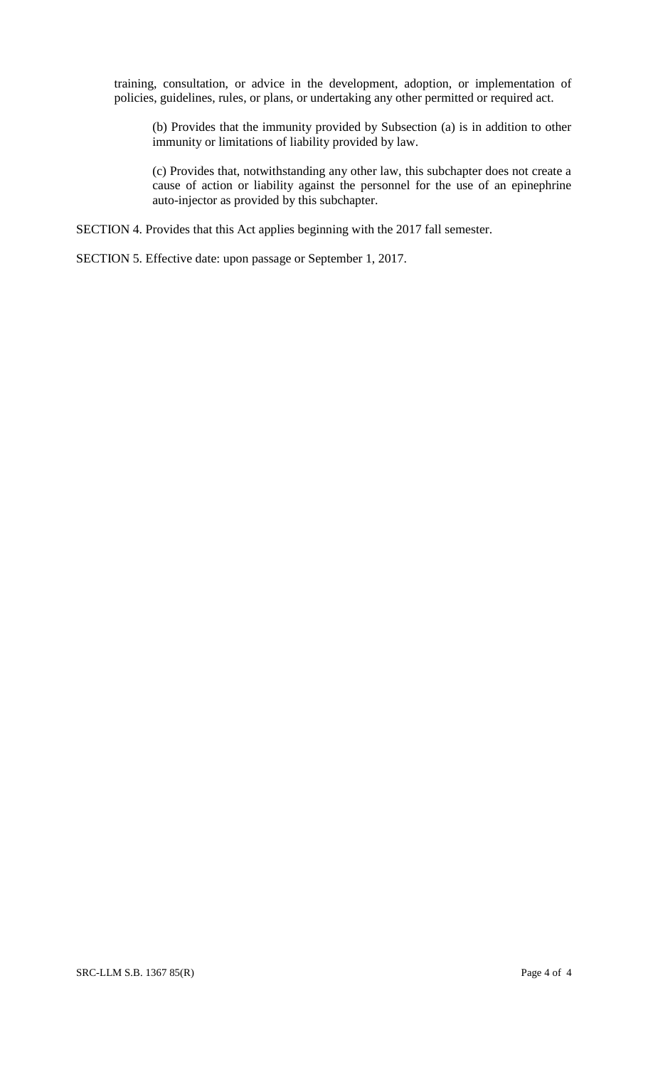training, consultation, or advice in the development, adoption, or implementation of policies, guidelines, rules, or plans, or undertaking any other permitted or required act.

(b) Provides that the immunity provided by Subsection (a) is in addition to other immunity or limitations of liability provided by law.

(c) Provides that, notwithstanding any other law, this subchapter does not create a cause of action or liability against the personnel for the use of an epinephrine auto-injector as provided by this subchapter.

SECTION 4. Provides that this Act applies beginning with the 2017 fall semester.

SECTION 5. Effective date: upon passage or September 1, 2017.